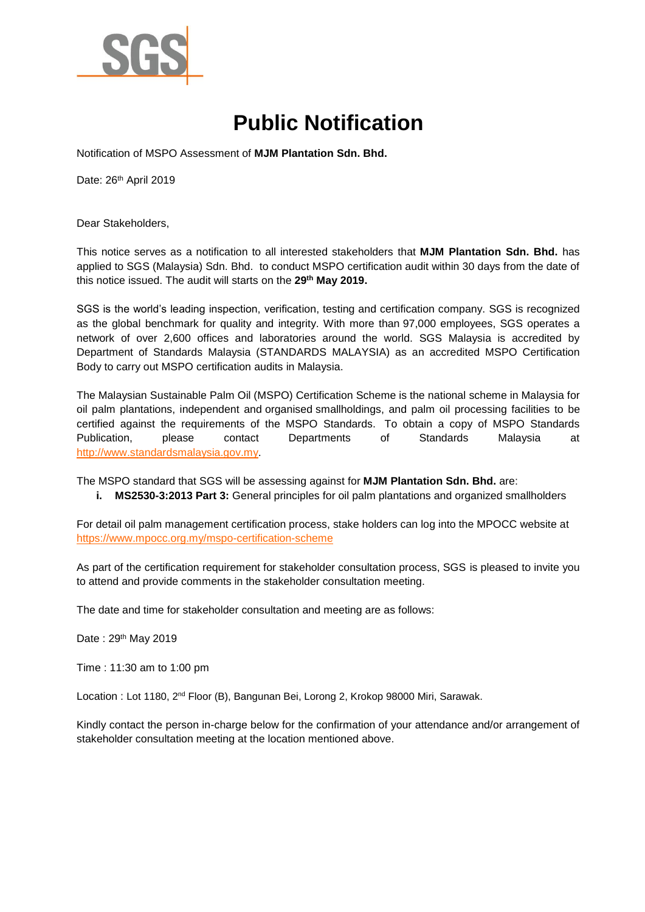SGS

# Public Notification

Notification of MSPO Assessment of **MJM Plantation Sdn. Bhd.**

Date: 26th April 2019

Dear Stakeholders,

This notice serves as a notification to all interested stakeholders that **MJM Plantation Sdn. Bhd.** has applied to SGS (Malaysia) Sdn. Bhd. to conduct MSPO certification audit within 30 days from the date of this notice issued. The audit will starts on the **29th May 2019.**

SGS is the world's leading inspection, verification, testing and certification company. SGS is recognized as the global benchmark for quality and integrity. With more than 97,000 employees, SGS operates a network of over 2,600 offices and laboratories around the world. SGS Malaysia is accredited by Department of Standards Malaysia (STANDARDS MALAYSIA) as an accredited MSPO Certification Body to carry out MSPO certification audits in Malaysia.

The Malaysian Sustainable Palm Oil (MSPO) Certification Scheme is the national scheme in Malaysia for oil palm plantations, independent and organised smallholdings, and palm oil processing facilities to be certified against the requirements of the MSPO Standards. To obtain a copy of MSPO Standards Publication, please contact Departments of Standards Malaysia at http://www.standardsmalaysia.gov.my.

The MSPO standard that SGS will be assessing against for **MJM Plantation Sdn. Bhd.** are:

i. **MS2530-3:2013 Part 3:** General principles for oil palm plantations and organized smallholders

For detail oil palm management certification process, stake holders can log into the MPOCC website at https://www.mpocc.org.my/mspo-certification-scheme

As part of the certification requirement for stakeholder consultation process, SGS is pleased to invite you to attend and provide comments in the stakeholder consultation meeting.

The date and time for stakeholder consultation and meeting are as follows:

Date : 29th May 2019

Time : 11:30 am to 1:00 pm

Location : Lot 1180, 2nd Floor (B), Bangunan Bei, Lorong 2, Krokop 98000 Miri, Sarawak.

Kindly contact the person in-charge below for the confirmation of your attendance and/or arrangement of stakeholder consultation meeting at the location mentioned above.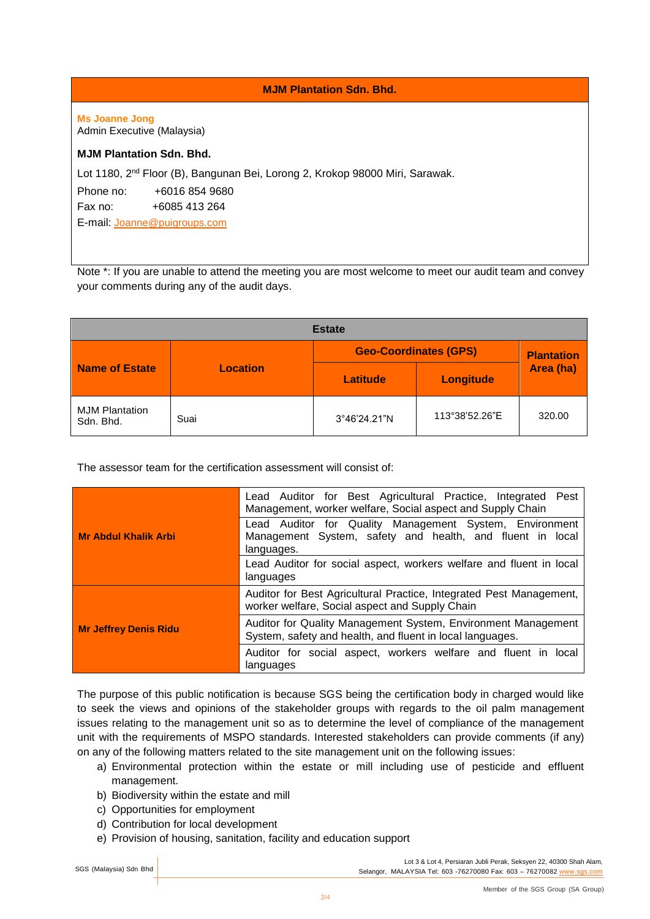| MJM Plantation Sdn. Bhd. |
|---|
| **Ms Joanne Jong**<br>Admin Executive (Malaysia)<br><br>**MJM Plantation Sdn. Bhd.**<br><br>Lot 1180, 2nd Floor (B), Bangunan Bei, Lorong 2, Krokop 98000 Miri, Sarawak.<br>Phone no: +6016 854 9680<br>Fax no: +6085 413 264<br>E-mail: Joanne@puigroups.com |

Note *: If you are unable to attend the meeting you are most welcome to meet our audit team and convey your comments during any of the audit days.

| Estate | | | | |
|---|---|---|---|---|
| **Name of Estate** | **Location** | **Geo-Coordinates (GPS)** | | **Plantation Area (ha)** |
| | | **Latitude** | **Longitude** | |
| MJM Plantation Sdn. Bhd. | Suai | 3°46'24.21"N | 113°38'52.26"E | 320.00 |

The assessor team for the certification assessment will consist of:

| | |
|---|---|
| **Mr Abdul Khalik Arbi** | Lead Auditor for Best Agricultural Practice, Integrated Pest Management, worker welfare, Social aspect and Supply Chain |
| | Lead Auditor for Quality Management System, Environment Management System, safety and health, and fluent in local languages. |
| | Lead Auditor for social aspect, workers welfare and fluent in local languages |
| **Mr Jeffrey Denis Ridu** | Auditor for Best Agricultural Practice, Integrated Pest Management, worker welfare, Social aspect and Supply Chain |
| | Auditor for Quality Management System, Environment Management System, safety and health, and fluent in local languages. |
| | Auditor for social aspect, workers welfare and fluent in local languages |

The purpose of this public notification is because SGS being the certification body in charged would like to seek the views and opinions of the stakeholder groups with regards to the oil palm management issues relating to the management unit so as to determine the level of compliance of the management unit with the requirements of MSPO standards. Interested stakeholders can provide comments (if any) on any of the following matters related to the site management unit on the following issues:

a) Environmental protection within the estate or mill including use of pesticide and effluent management.
b) Biodiversity within the estate and mill
c) Opportunities for employment
d) Contribution for local development
e) Provision of housing, sanitation, facility and education support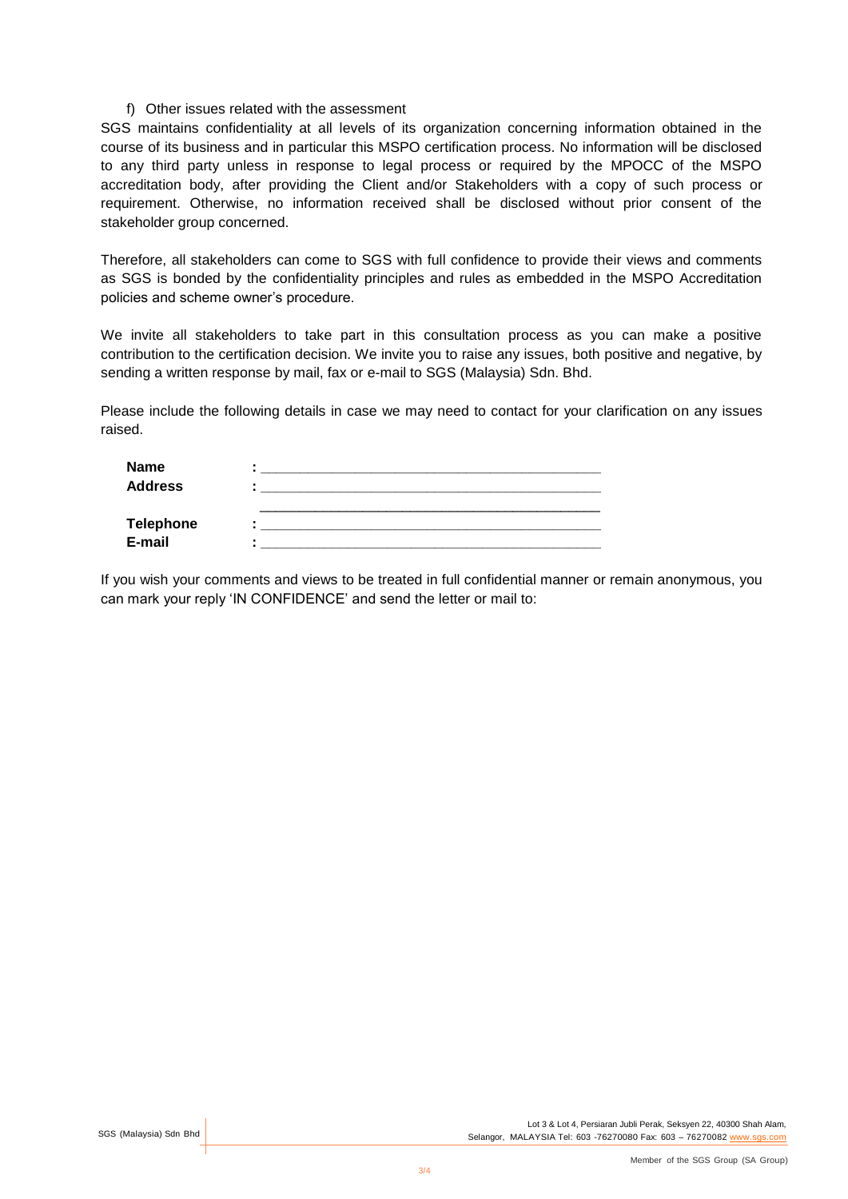f) Other issues related with the assessment

SGS maintains confidentiality at all levels of its organization concerning information obtained in the course of its business and in particular this MSPO certification process. No information will be disclosed to any third party unless in response to legal process or required by the MPOCC of the MSPO accreditation body, after providing the Client and/or Stakeholders with a copy of such process or requirement. Otherwise, no information received shall be disclosed without prior consent of the stakeholder group concerned.

Therefore, all stakeholders can come to SGS with full confidence to provide their views and comments as SGS is bonded by the confidentiality principles and rules as embedded in the MSPO Accreditation policies and scheme owner's procedure.

We invite all stakeholders to take part in this consultation process as you can make a positive contribution to the certification decision. We invite you to raise any issues, both positive and negative, by sending a written response by mail, fax or e-mail to SGS (Malaysia) Sdn. Bhd.

Please include the following details in case we may need to contact for your clarification on any issues raised.

**Name** : ____________________________________________

**Address** : ____________________________________________

____________________________________________

**Telephone** : ____________________________________________

**E-mail** : ____________________________________________

If you wish your comments and views to be treated in full confidential manner or remain anonymous, you can mark your reply 'IN CONFIDENCE' and send the letter or mail to: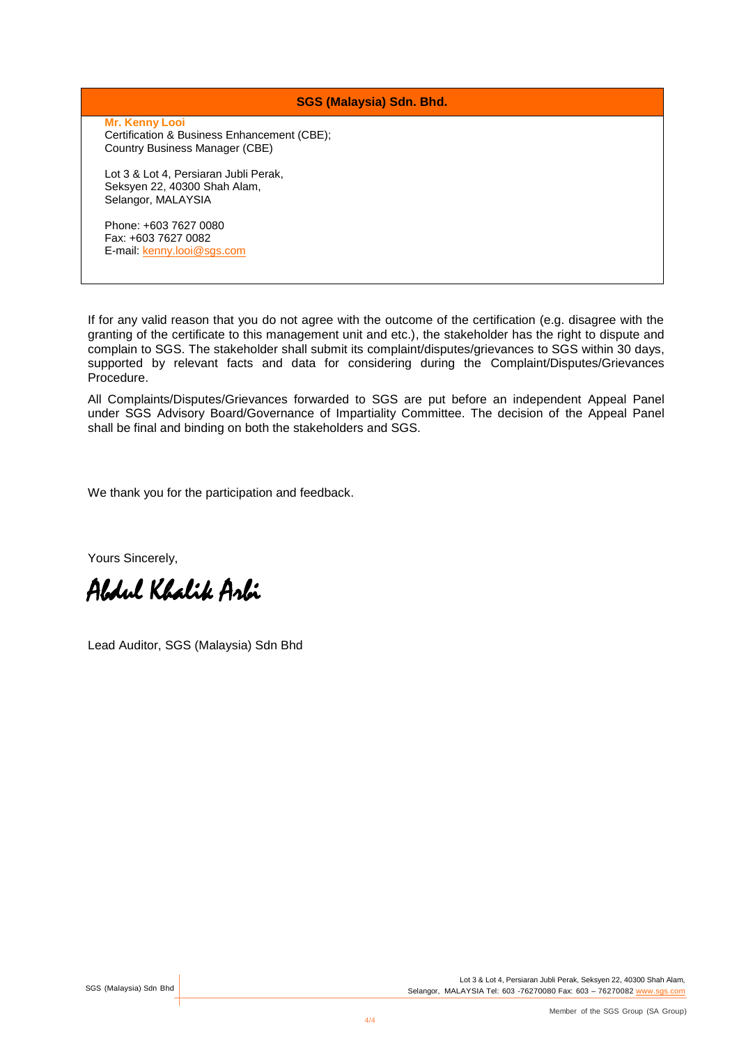**SGS (Malaysia) Sdn. Bhd.**

**Mr. Kenny Looi**
Certification & Business Enhancement (CBE);
Country Business Manager (CBE)

Lot 3 & Lot 4, Persiaran Jubli Perak,
Seksyen 22, 40300 Shah Alam,
Selangor, MALAYSIA

Phone: +603 7627 0080
Fax: +603 7627 0082
E-mail: kenny.looi@sgs.com

If for any valid reason that you do not agree with the outcome of the certification (e.g. disagree with the granting of the certificate to this management unit and etc.), the stakeholder has the right to dispute and complain to SGS. The stakeholder shall submit its complaint/disputes/grievances to SGS within 30 days, supported by relevant facts and data for considering during the Complaint/Disputes/Grievances Procedure.

All Complaints/Disputes/Grievances forwarded to SGS are put before an independent Appeal Panel under SGS Advisory Board/Governance of Impartiality Committee. The decision of the Appeal Panel shall be final and binding on both the stakeholders and SGS.

We thank you for the participation and feedback.

Yours Sincerely,

Abdul Khalik Arbi

Lead Auditor, SGS (Malaysia) Sdn Bhd